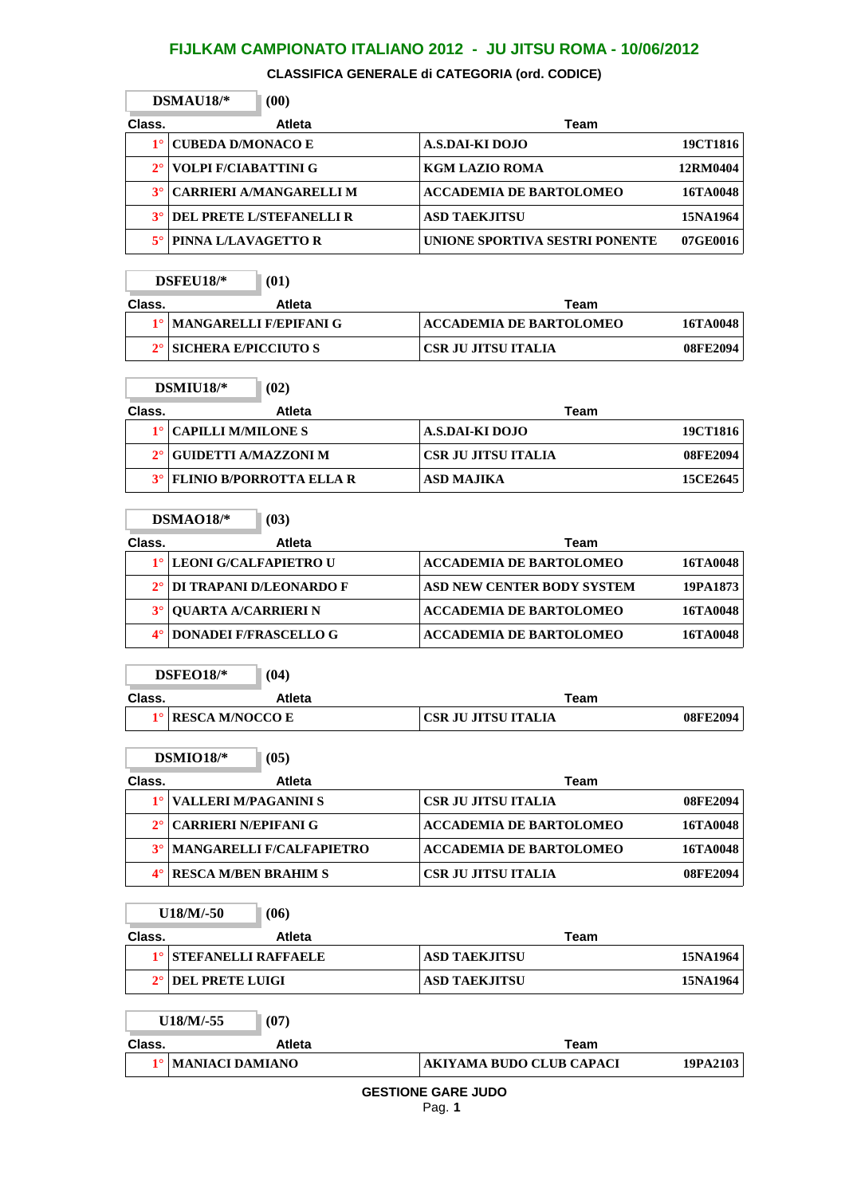# FIJLKAM CAMPIONATO ITALIANO 2012 - JU JITSU ROMA - 10/06/2012

## CLASSIFICA GENERALE di CATEGORIA (ord. CODICE)

**DSMAU18/*** (00)

| Class. | Atleta | Team | |
|---|---|---|---|
| 1° | CUBEDA D/MONACO E | A.S.DAI-KI DOJO | 19CT1816 |
| 2° | VOLPI F/CIABATTINI G | KGM LAZIO ROMA | 12RM0404 |
| 3° | CARRIERI A/MANGARELLI M | ACCADEMIA DE BARTOLOMEO | 16TA0048 |
| 3° | DEL PRETE L/STEFANELLI R | ASD TAEKJITSU | 15NA1964 |
| 5° | PINNA L/LAVAGETTO R | UNIONE SPORTIVA SESTRI PONENTE | 07GE0016 |

**DSFEU18/*** (01)

| Class. | Atleta | Team | |
|---|---|---|---|
| 1° | MANGARELLI F/EPIFANI G | ACCADEMIA DE BARTOLOMEO | 16TA0048 |
| 2° | SICHERA E/PICCIUTO S | CSR JU JITSU ITALIA | 08FE2094 |

**DSMIU18/*** (02)

| Class. | Atleta | Team | |
|---|---|---|---|
| 1° | CAPILLI M/MILONE S | A.S.DAI-KI DOJO | 19CT1816 |
| 2° | GUIDETTI A/MAZZONI M | CSR JU JITSU ITALIA | 08FE2094 |
| 3° | FLINIO B/PORROTTA ELLA R | ASD MAJIKA | 15CE2645 |

**DSMAO18/*** (03)

| Class. | Atleta | Team | |
|---|---|---|---|
| 1° | LEONI G/CALFAPIETRO U | ACCADEMIA DE BARTOLOMEO | 16TA0048 |
| 2° | DI TRAPANI D/LEONARDO F | ASD NEW CENTER BODY SYSTEM | 19PA1873 |
| 3° | QUARTA A/CARRIERI N | ACCADEMIA DE BARTOLOMEO | 16TA0048 |
| 4° | DONADEI F/FRASCELLO G | ACCADEMIA DE BARTOLOMEO | 16TA0048 |

**DSFEO18/*** (04)

| Class. | Atleta | Team | |
|---|---|---|---|
| 1° | RESCA M/NOCCO E | CSR JU JITSU ITALIA | 08FE2094 |

**DSMIO18/*** (05)

| Class. | Atleta | Team | |
|---|---|---|---|
| 1° | VALLERI M/PAGANINI S | CSR JU JITSU ITALIA | 08FE2094 |
| 2° | CARRIERI N/EPIFANI G | ACCADEMIA DE BARTOLOMEO | 16TA0048 |
| 3° | MANGARELLI F/CALFAPIETRO | ACCADEMIA DE BARTOLOMEO | 16TA0048 |
| 4° | RESCA M/BEN BRAHIM S | CSR JU JITSU ITALIA | 08FE2094 |

**U18/M/-50** (06)

| Class. | Atleta | Team | |
|---|---|---|---|
| 1° | STEFANELLI RAFFAELE | ASD TAEKJITSU | 15NA1964 |
| 2° | DEL PRETE LUIGI | ASD TAEKJITSU | 15NA1964 |

**U18/M/-55** (07)

| Class. | Atleta | Team | |
|---|---|---|---|
| 1° | MANIACI DAMIANO | AKIYAMA BUDO CLUB CAPACI | 19PA2103 |

GESTIONE GARE JUDO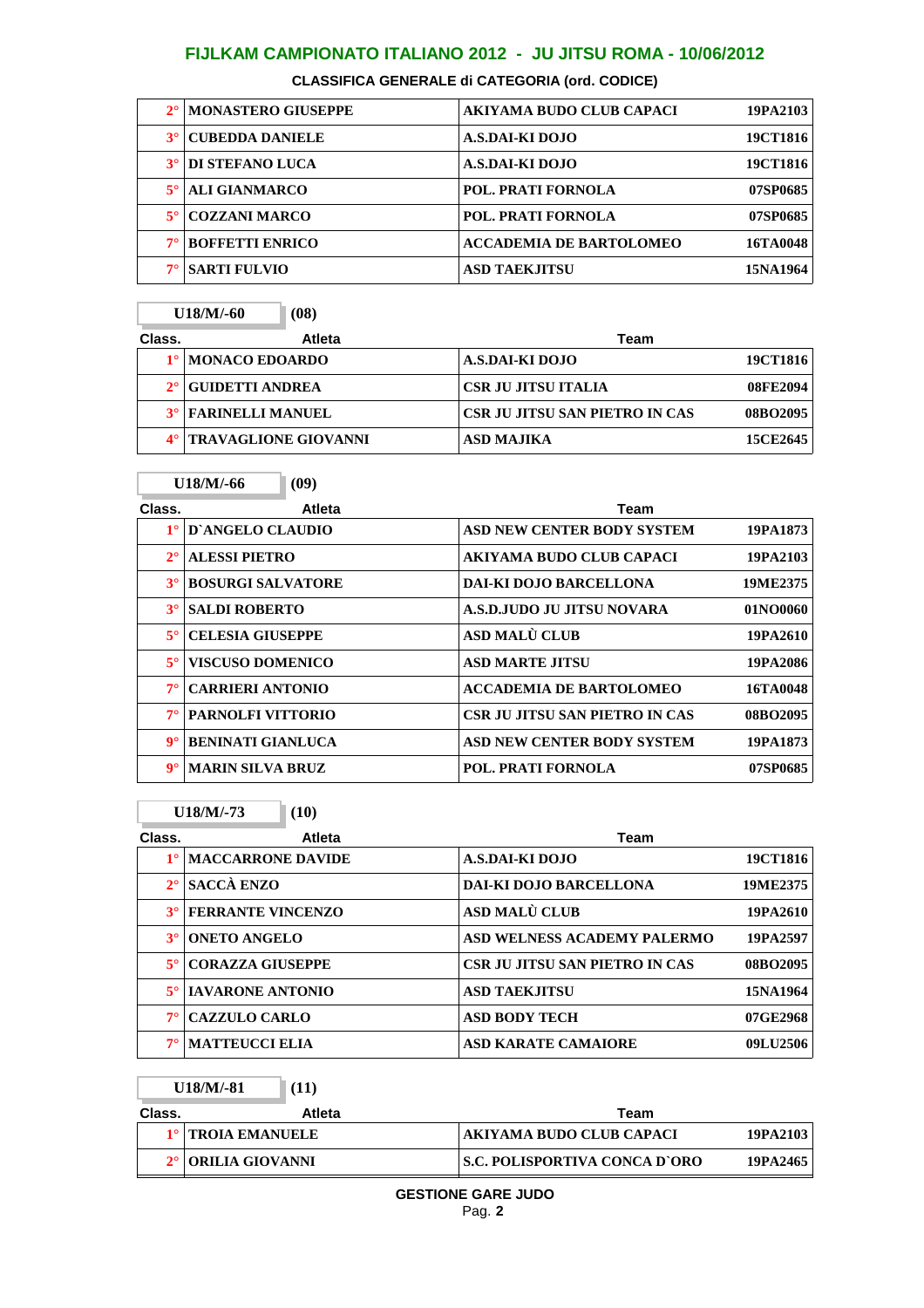## FIJLKAM CAMPIONATO ITALIANO 2012 - JU JITSU ROMA - 10/06/2012

### CLASSIFICA GENERALE di CATEGORIA (ord. CODICE)

| Class. | Atleta | Team | Codice |
|---|---|---|---|
| 2° | MONASTERO GIUSEPPE | AKIYAMA BUDO CLUB CAPACI | 19PA2103 |
| 3° | CUBEDDA DANIELE | A.S.DAI-KI DOJO | 19CT1816 |
| 3° | DI STEFANO LUCA | A.S.DAI-KI DOJO | 19CT1816 |
| 5° | ALI GIANMARCO | POL. PRATI FORNOLA | 07SP0685 |
| 5° | COZZANI MARCO | POL. PRATI FORNOLA | 07SP0685 |
| 7° | BOFFETTI ENRICO | ACCADEMIA DE BARTOLOMEO | 16TA0048 |
| 7° | SARTI FULVIO | ASD TAEKJITSU | 15NA1964 |

**U18/M/-60** (08)

| Class. | Atleta | Team | Codice |
|---|---|---|---|
| 1° | MONACO EDOARDO | A.S.DAI-KI DOJO | 19CT1816 |
| 2° | GUIDETTI ANDREA | CSR JU JITSU ITALIA | 08FE2094 |
| 3° | FARINELLI MANUEL | CSR JU JITSU SAN PIETRO IN CAS | 08BO2095 |
| 4° | TRAVAGLIONE GIOVANNI | ASD MAJIKA | 15CE2645 |

**U18/M/-66** (09)

| Class. | Atleta | Team | Codice |
|---|---|---|---|
| 1° | D`ANGELO CLAUDIO | ASD NEW CENTER BODY SYSTEM | 19PA1873 |
| 2° | ALESSI PIETRO | AKIYAMA BUDO CLUB CAPACI | 19PA2103 |
| 3° | BOSURGI SALVATORE | DAI-KI DOJO BARCELLONA | 19ME2375 |
| 3° | SALDI ROBERTO | A.S.D.JUDO JU JITSU NOVARA | 01NO0060 |
| 5° | CELESIA GIUSEPPE | ASD MALÙ CLUB | 19PA2610 |
| 5° | VISCUSO DOMENICO | ASD MARTE JITSU | 19PA2086 |
| 7° | CARRIERI ANTONIO | ACCADEMIA DE BARTOLOMEO | 16TA0048 |
| 7° | PARNOLFI VITTORIO | CSR JU JITSU SAN PIETRO IN CAS | 08BO2095 |
| 9° | BENINATI GIANLUCA | ASD NEW CENTER BODY SYSTEM | 19PA1873 |
| 9° | MARIN SILVA BRUZ | POL. PRATI FORNOLA | 07SP0685 |

**U18/M/-73** (10)

| Class. | Atleta | Team | Codice |
|---|---|---|---|
| 1° | MACCARRONE DAVIDE | A.S.DAI-KI DOJO | 19CT1816 |
| 2° | SACCÀ ENZO | DAI-KI DOJO BARCELLONA | 19ME2375 |
| 3° | FERRANTE VINCENZO | ASD MALÙ CLUB | 19PA2610 |
| 3° | ONETO ANGELO | ASD WELNESS ACADEMY PALERMO | 19PA2597 |
| 5° | CORAZZA GIUSEPPE | CSR JU JITSU SAN PIETRO IN CAS | 08BO2095 |
| 5° | IAVARONE ANTONIO | ASD TAEKJITSU | 15NA1964 |
| 7° | CAZZULO CARLO | ASD BODY TECH | 07GE2968 |
| 7° | MATTEUCCI ELIA | ASD KARATE CAMAIORE | 09LU2506 |

**U18/M/-81** (11)

| Class. | Atleta | Team | Codice |
|---|---|---|---|
| 1° | TROIA EMANUELE | AKIYAMA BUDO CLUB CAPACI | 19PA2103 |
| 2° | ORILIA GIOVANNI | S.C. POLISPORTIVA CONCA D`ORO | 19PA2465 |

GESTIONE GARE JUDO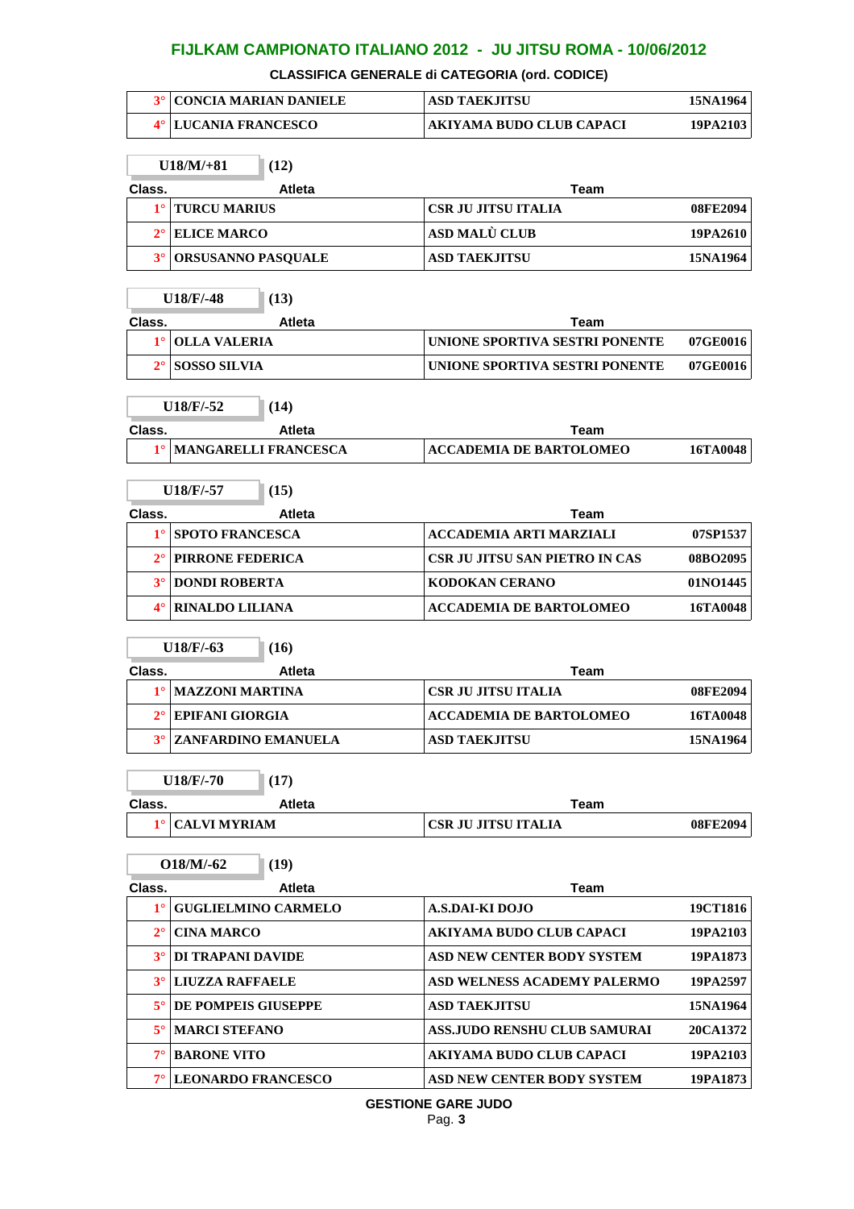## FIJLKAM CAMPIONATO ITALIANO 2012 - JU JITSU ROMA - 10/06/2012

### CLASSIFICA GENERALE di CATEGORIA (ord. CODICE)

| | | | |
|---|---|---|---|
| 3° | CONCIA MARIAN DANIELE | ASD TAEKJITSU | 15NA1964 |
| 4° | LUCANIA FRANCESCO | AKIYAMA BUDO CLUB CAPACI | 19PA2103 |

**U18/M/+81** (12)

| Class. | Atleta | Team | |
|---|---|---|---|
| 1° | TURCU MARIUS | CSR JU JITSU ITALIA | 08FE2094 |
| 2° | ELICE MARCO | ASD MALÙ CLUB | 19PA2610 |
| 3° | ORSUSANNO PASQUALE | ASD TAEKJITSU | 15NA1964 |

**U18/F/-48** (13)

| Class. | Atleta | Team | |
|---|---|---|---|
| 1° | OLLA VALERIA | UNIONE SPORTIVA SESTRI PONENTE | 07GE0016 |
| 2° | SOSSO SILVIA | UNIONE SPORTIVA SESTRI PONENTE | 07GE0016 |

**U18/F/-52** (14)

| Class. | Atleta | Team | |
|---|---|---|---|
| 1° | MANGARELLI FRANCESCA | ACCADEMIA DE BARTOLOMEO | 16TA0048 |

**U18/F/-57** (15)

| Class. | Atleta | Team | |
|---|---|---|---|
| 1° | SPOTO FRANCESCA | ACCADEMIA ARTI MARZIALI | 07SP1537 |
| 2° | PIRRONE FEDERICA | CSR JU JITSU SAN PIETRO IN CAS | 08BO2095 |
| 3° | DONDI ROBERTA | KODOKAN CERANO | 01NO1445 |
| 4° | RINALDO LILIANA | ACCADEMIA DE BARTOLOMEO | 16TA0048 |

**U18/F/-63** (16)

| Class. | Atleta | Team | |
|---|---|---|---|
| 1° | MAZZONI MARTINA | CSR JU JITSU ITALIA | 08FE2094 |
| 2° | EPIFANI GIORGIA | ACCADEMIA DE BARTOLOMEO | 16TA0048 |
| 3° | ZANFARDINO EMANUELA | ASD TAEKJITSU | 15NA1964 |

**U18/F/-70** (17)

| Class. | Atleta | Team | |
|---|---|---|---|
| 1° | CALVI MYRIAM | CSR JU JITSU ITALIA | 08FE2094 |

**O18/M/-62** (19)

| Class. | Atleta | Team | |
|---|---|---|---|
| 1° | GUGLIELMINO CARMELO | A.S.DAI-KI DOJO | 19CT1816 |
| 2° | CINA MARCO | AKIYAMA BUDO CLUB CAPACI | 19PA2103 |
| 3° | DI TRAPANI DAVIDE | ASD NEW CENTER BODY SYSTEM | 19PA1873 |
| 3° | LIUZZA RAFFAELE | ASD WELNESS ACADEMY PALERMO | 19PA2597 |
| 5° | DE POMPEIS GIUSEPPE | ASD TAEKJITSU | 15NA1964 |
| 5° | MARCI STEFANO | ASS.JUDO RENSHU CLUB SAMURAI | 20CA1372 |
| 7° | BARONE VITO | AKIYAMA BUDO CLUB CAPACI | 19PA2103 |
| 7° | LEONARDO FRANCESCO | ASD NEW CENTER BODY SYSTEM | 19PA1873 |

GESTIONE GARE JUDO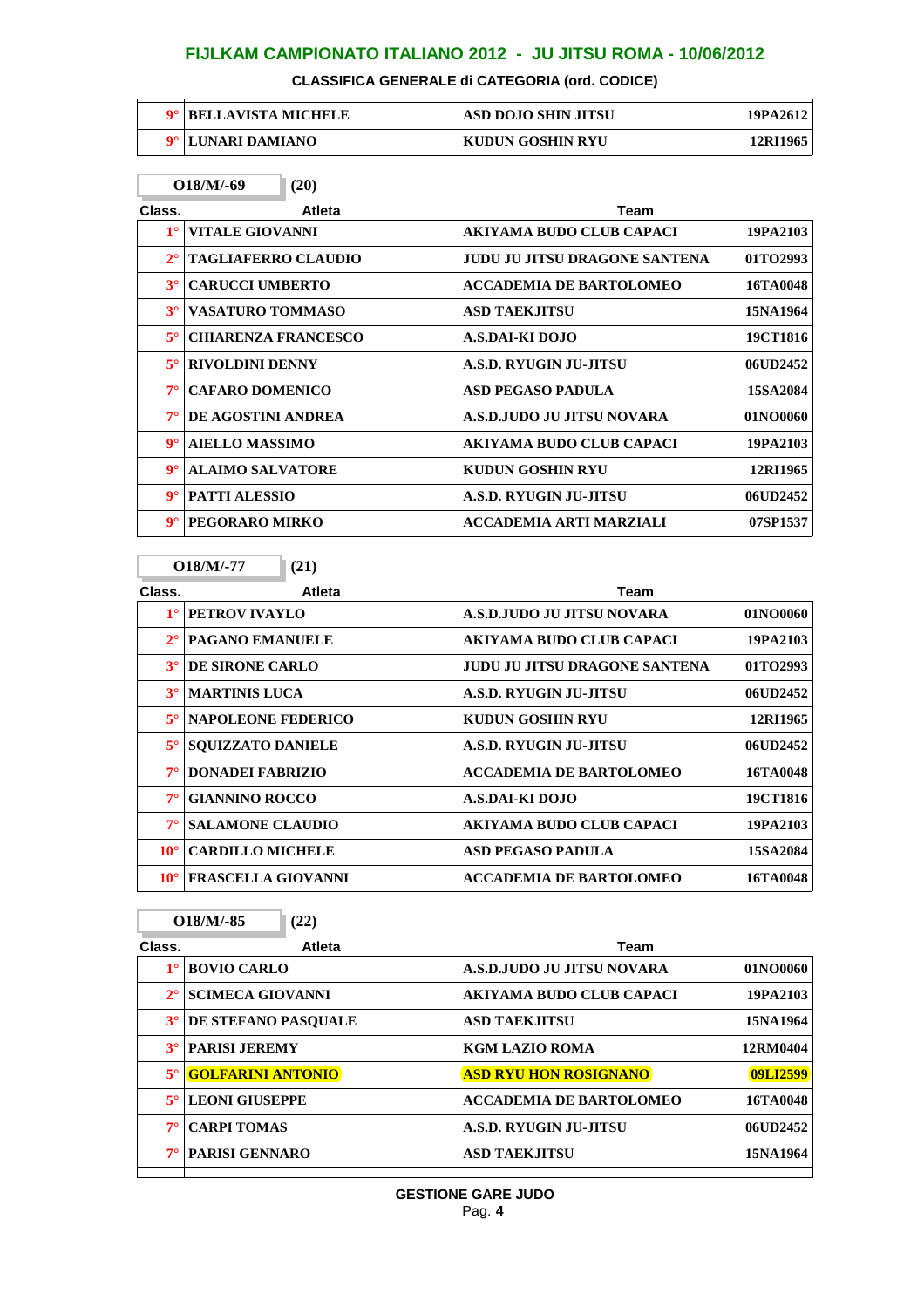## FIJLKAM CAMPIONATO ITALIANO 2012 - JU JITSU ROMA - 10/06/2012

### CLASSIFICA GENERALE di CATEGORIA (ord. CODICE)

| | | | |
|---|---|---|---|
| 9° | BELLAVISTA MICHELE | ASD DOJO SHIN JITSU | 19PA2612 |
| 9° | LUNARI DAMIANO | KUDUN GOSHIN RYU | 12RI1965 |

**O18/M/-69** (20)

| Class. | Atleta | Team | |
|---|---|---|---|
| 1° | VITALE GIOVANNI | AKIYAMA BUDO CLUB CAPACI | 19PA2103 |
| 2° | TAGLIAFERRO CLAUDIO | JUDU JU JITSU DRAGONE SANTENA | 01TO2993 |
| 3° | CARUCCI UMBERTO | ACCADEMIA DE BARTOLOMEO | 16TA0048 |
| 3° | VASATURO TOMMASO | ASD TAEKJITSU | 15NA1964 |
| 5° | CHIARENZA FRANCESCO | A.S.DAI-KI DOJO | 19CT1816 |
| 5° | RIVOLDINI DENNY | A.S.D. RYUGIN JU-JITSU | 06UD2452 |
| 7° | CAFARO DOMENICO | ASD PEGASO PADULA | 15SA2084 |
| 7° | DE AGOSTINI ANDREA | A.S.D.JUDO JU JITSU NOVARA | 01NO0060 |
| 9° | AIELLO MASSIMO | AKIYAMA BUDO CLUB CAPACI | 19PA2103 |
| 9° | ALAIMO SALVATORE | KUDUN GOSHIN RYU | 12RI1965 |
| 9° | PATTI ALESSIO | A.S.D. RYUGIN JU-JITSU | 06UD2452 |
| 9° | PEGORARO MIRKO | ACCADEMIA ARTI MARZIALI | 07SP1537 |

**O18/M/-77** (21)

| Class. | Atleta | Team | |
|---|---|---|---|
| 1° | PETROV IVAYLO | A.S.D.JUDO JU JITSU NOVARA | 01NO0060 |
| 2° | PAGANO EMANUELE | AKIYAMA BUDO CLUB CAPACI | 19PA2103 |
| 3° | DE SIRONE CARLO | JUDU JU JITSU DRAGONE SANTENA | 01TO2993 |
| 3° | MARTINIS LUCA | A.S.D. RYUGIN JU-JITSU | 06UD2452 |
| 5° | NAPOLEONE FEDERICO | KUDUN GOSHIN RYU | 12RI1965 |
| 5° | SQUIZZATO DANIELE | A.S.D. RYUGIN JU-JITSU | 06UD2452 |
| 7° | DONADEI FABRIZIO | ACCADEMIA DE BARTOLOMEO | 16TA0048 |
| 7° | GIANNINO ROCCO | A.S.DAI-KI DOJO | 19CT1816 |
| 7° | SALAMONE CLAUDIO | AKIYAMA BUDO CLUB CAPACI | 19PA2103 |
| 10° | CARDILLO MICHELE | ASD PEGASO PADULA | 15SA2084 |
| 10° | FRASCELLA GIOVANNI | ACCADEMIA DE BARTOLOMEO | 16TA0048 |

**O18/M/-85** (22)

| Class. | Atleta | Team | |
|---|---|---|---|
| 1° | BOVIO CARLO | A.S.D.JUDO JU JITSU NOVARA | 01NO0060 |
| 2° | SCIMECA GIOVANNI | AKIYAMA BUDO CLUB CAPACI | 19PA2103 |
| 3° | DE STEFANO PASQUALE | ASD TAEKJITSU | 15NA1964 |
| 3° | PARISI JEREMY | KGM LAZIO ROMA | 12RM0404 |
| 5° | GOLFARINI ANTONIO | ASD RYU HON ROSIGNANO | 09LI2599 |
| 5° | LEONI GIUSEPPE | ACCADEMIA DE BARTOLOMEO | 16TA0048 |
| 7° | CARPI TOMAS | A.S.D. RYUGIN JU-JITSU | 06UD2452 |
| 7° | PARISI GENNARO | ASD TAEKJITSU | 15NA1964 |

GESTIONE GARE JUDO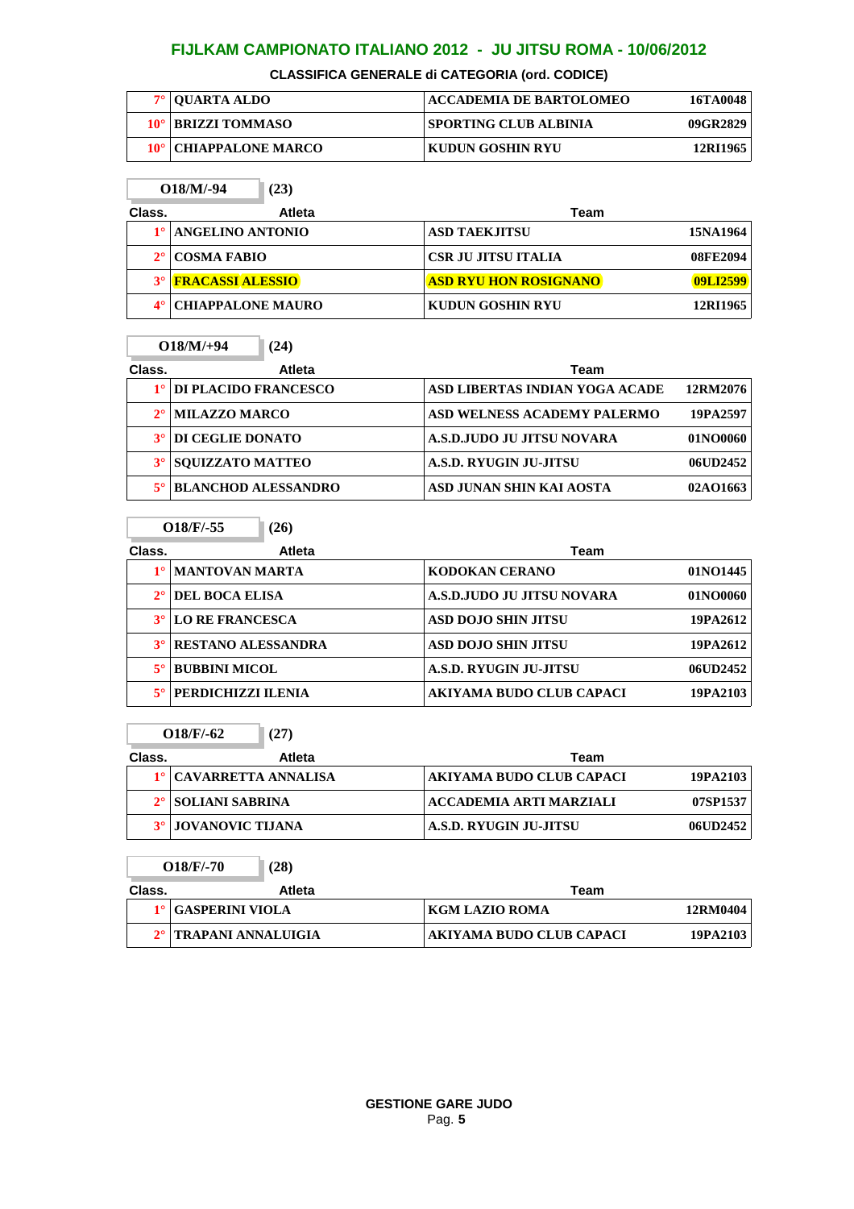## FIJLKAM CAMPIONATO ITALIANO 2012 - JU JITSU ROMA - 10/06/2012

### CLASSIFICA GENERALE di CATEGORIA (ord. CODICE)

| | | | |
|---|---|---|---|
| 7° | QUARTA ALDO | ACCADEMIA DE BARTOLOMEO | 16TA0048 |
| 10° | BRIZZI TOMMASO | SPORTING CLUB ALBINIA | 09GR2829 |
| 10° | CHIAPPALONE MARCO | KUDUN GOSHIN RYU | 12RI1965 |

**O18/M/-94** (23)

| Class. | Atleta | Team | |
|---|---|---|---|
| 1° | ANGELINO ANTONIO | ASD TAEKJITSU | 15NA1964 |
| 2° | COSMA FABIO | CSR JU JITSU ITALIA | 08FE2094 |
| 3° | FRACASSI ALESSIO | ASD RYU HON ROSIGNANO | 09LI2599 |
| 4° | CHIAPPALONE MAURO | KUDUN GOSHIN RYU | 12RI1965 |

**O18/M/+94** (24)

| Class. | Atleta | Team | |
|---|---|---|---|
| 1° | DI PLACIDO FRANCESCO | ASD LIBERTAS INDIAN YOGA ACADE | 12RM2076 |
| 2° | MILAZZO MARCO | ASD WELNESS ACADEMY PALERMO | 19PA2597 |
| 3° | DI CEGLIE DONATO | A.S.D.JUDO JU JITSU NOVARA | 01NO0060 |
| 3° | SQUIZZATO MATTEO | A.S.D. RYUGIN JU-JITSU | 06UD2452 |
| 5° | BLANCHOD ALESSANDRO | ASD JUNAN SHIN KAI AOSTA | 02AO1663 |

**O18/F/-55** (26)

| Class. | Atleta | Team | |
|---|---|---|---|
| 1° | MANTOVAN MARTA | KODOKAN CERANO | 01NO1445 |
| 2° | DEL BOCA ELISA | A.S.D.JUDO JU JITSU NOVARA | 01NO0060 |
| 3° | LO RE FRANCESCA | ASD DOJO SHIN JITSU | 19PA2612 |
| 3° | RESTANO ALESSANDRA | ASD DOJO SHIN JITSU | 19PA2612 |
| 5° | BUBBINI MICOL | A.S.D. RYUGIN JU-JITSU | 06UD2452 |
| 5° | PERDICHIZZI ILENIA | AKIYAMA BUDO CLUB CAPACI | 19PA2103 |

**O18/F/-62** (27)

| Class. | Atleta | Team | |
|---|---|---|---|
| 1° | CAVARRETTA ANNALISA | AKIYAMA BUDO CLUB CAPACI | 19PA2103 |
| 2° | SOLIANI SABRINA | ACCADEMIA ARTI MARZIALI | 07SP1537 |
| 3° | JOVANOVIC TIJANA | A.S.D. RYUGIN JU-JITSU | 06UD2452 |

**O18/F/-70** (28)

| Class. | Atleta | Team | |
|---|---|---|---|
| 1° | GASPERINI VIOLA | KGM LAZIO ROMA | 12RM0404 |
| 2° | TRAPANI ANNALUIGIA | AKIYAMA BUDO CLUB CAPACI | 19PA2103 |

**GESTIONE GARE JUDO**